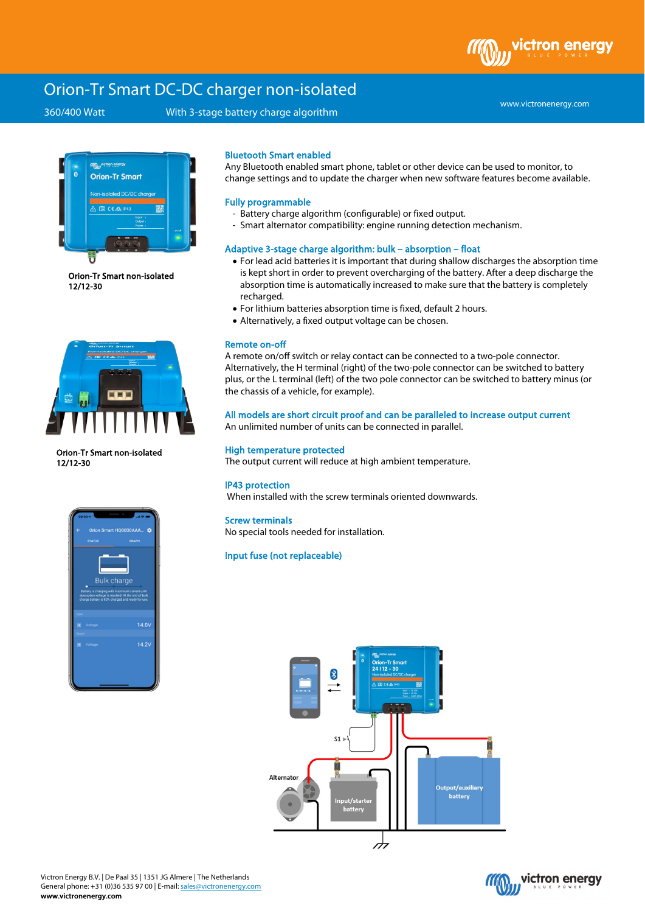# Orion-Tr Smart DC-DC charger non-isolated

360/400 Watt With 3-stage battery charge algorithm

Orion-Tr Smart non-isolated 12/12-30

Orion-Tr Smart non-isolated 12/12-30

### Bluetooth Smart enabled

Any Bluetooth enabled smart phone, tablet or other device can be used to monitor, to change settings and to update the charger when new software features become available.

### Fully programmable

- Battery charge algorithm (configurable) or fixed output.
- Smart alternator compatibility: engine running detection mechanism.

### Adaptive 3-stage charge algorithm: bulk – absorption – float

- For lead acid batteries it is important that during shallow discharges the absorption time is kept short in order to prevent overcharging of the battery. After a deep discharge the absorption time is automatically increased to make sure that the battery is completely recharged.
- For lithium batteries absorption time is fixed, default 2 hours.
- Alternatively, a fixed output voltage can be chosen.

### Remote on-off

A remote on/off switch or relay contact can be connected to a two-pole connector. Alternatively, the H terminal (right) of the two-pole connector can be switched to battery plus, or the L terminal (left) of the two pole connector can be switched to battery minus (or the chassis of a vehicle, for example).

### All models are short circuit proof and can be paralleled to increase output current

An unlimited number of units can be connected in parallel.

### High temperature protected

The output current will reduce at high ambient temperature.

### IP43 protection

When installed with the screw terminals oriented downwards.

### Screw terminals

No special tools needed for installation.

### Input fuse (not replaceable)

Victron Energy B.V. | De Paal 35 | 1351 JG Almere | The Netherlands
General phone: +31 (0)36 535 97 00 | E-mail: sales@victronenergy.com
www.victronenergy.com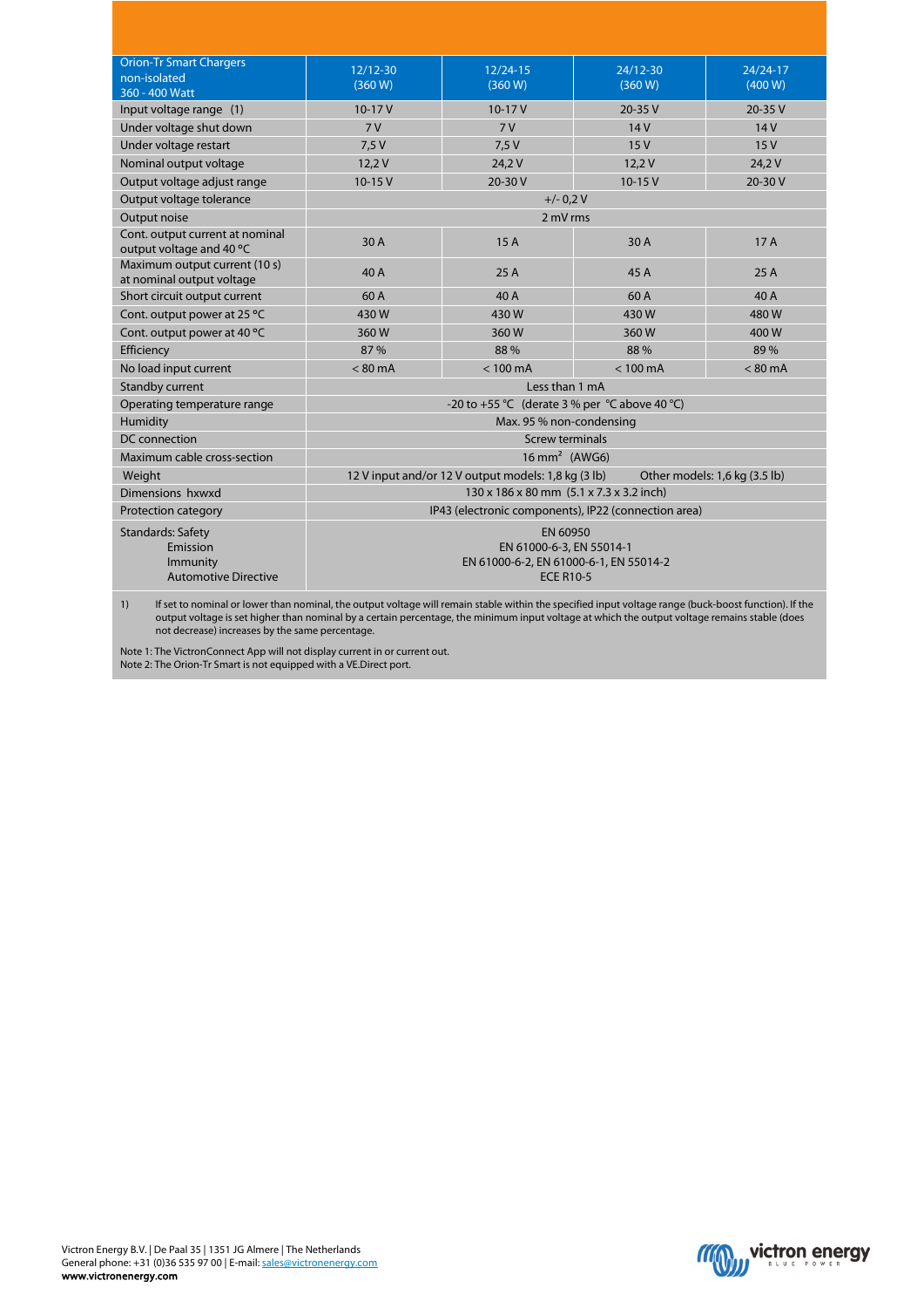| Orion-Tr Smart Chargers non-isolated 360 - 400 Watt | 12/12-30 (360 W) | 12/24-15 (360 W) | 24/12-30 (360 W) | 24/24-17 (400 W) |
|---|---|---|---|---|
| Input voltage range (1) | 10-17 V | 10-17 V | 20-35 V | 20-35 V |
| Under voltage shut down | 7 V | 7 V | 14 V | 14 V |
| Under voltage restart | 7,5 V | 7,5 V | 15 V | 15 V |
| Nominal output voltage | 12,2 V | 24,2 V | 12,2 V | 24,2 V |
| Output voltage adjust range | 10-15 V | 20-30 V | 10-15 V | 20-30 V |
| Output voltage tolerance | +/- 0,2 V | | | |
| Output noise | 2 mV rms | | | |
| Cont. output current at nominal output voltage and 40 °C | 30 A | 15 A | 30 A | 17 A |
| Maximum output current (10 s) at nominal output voltage | 40 A | 25 A | 45 A | 25 A |
| Short circuit output current | 60 A | 40 A | 60 A | 40 A |
| Cont. output power at 25 °C | 430 W | 430 W | 430 W | 480 W |
| Cont. output power at 40 °C | 360 W | 360 W | 360 W | 400 W |
| Efficiency | 87 % | 88 % | 88 % | 89 % |
| No load input current | < 80 mA | < 100 mA | < 100 mA | < 80 mA |
| Standby current | Less than 1 mA | | | |
| Operating temperature range | -20 to +55 °C (derate 3 % per °C above 40 °C) | | | |
| Humidity | Max. 95 % non-condensing | | | |
| DC connection | Screw terminals | | | |
| Maximum cable cross-section | 16 mm² (AWG6) | | | |
| Weight | 12 V input and/or 12 V output models: 1,8 kg (3 lb) Other models: 1,6 kg (3.5 lb) | | | |
| Dimensions hxwxd | 130 x 186 x 80 mm (5.1 x 7.3 x 3.2 inch) | | | |
| Protection category | IP43 (electronic components), IP22 (connection area) | | | |
| Standards: Safety<br>Emission<br>Immunity<br>Automotive Directive | EN 60950<br>EN 61000-6-3, EN 55014-1<br>EN 61000-6-2, EN 61000-6-1, EN 55014-2<br>ECE R10-5 | | | |

1) If set to nominal or lower than nominal, the output voltage will remain stable within the specified input voltage range (buck-boost function). If the output voltage is set higher than nominal by a certain percentage, the minimum input voltage at which the output voltage remains stable (does not decrease) increases by the same percentage.

Note 1: The VictronConnect App will not display current in or current out.
Note 2: The Orion-Tr Smart is not equipped with a VE.Direct port.

Victron Energy B.V. | De Paal 35 | 1351 JG Almere | The Netherlands
General phone: +31 (0)36 535 97 00 | E-mail: sales@victronenergy.com
**www.victronenergy.com**